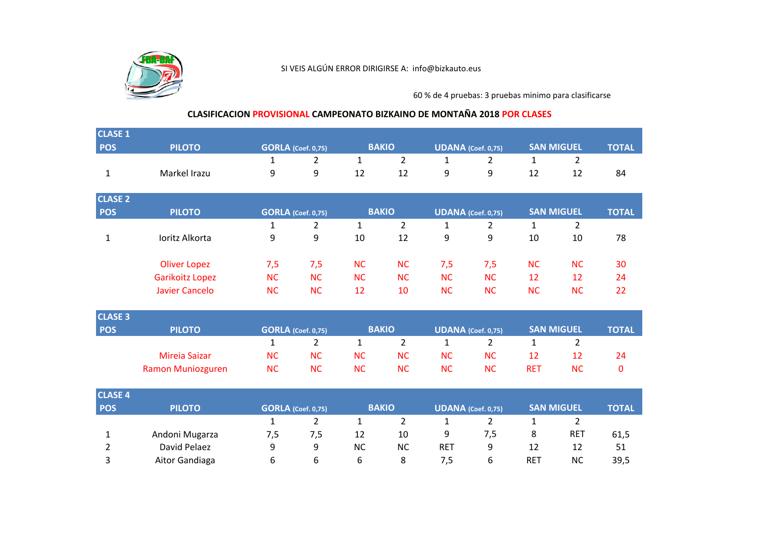SI VEIS ALGÚN ERROR DIRIGIRSE A: info@bizkauto.eus

60 % de 4 pruebas: 3 pruebas minimo para clasificarse

## CLASIFICACION PROVISIONAL CAMPEONATO BIZKAINO DE MONTAÑA 2018 POR CLASES

### CLASE 1

| POS | PILOTO | GORLA (Coef. 0,75) | | BAKIO | | UDANA (Coef. 0,75) | | SAN MIGUEL | | TOTAL |
|---|---|---|---|---|---|---|---|---|---|---|
| | | 1 | 2 | 1 | 2 | 1 | 2 | 1 | 2 | |
| 1 | Markel Irazu | 9 | 9 | 12 | 12 | 9 | 9 | 12 | 12 | 84 |

### CLASE 2

| POS | PILOTO | GORLA (Coef. 0,75) | | BAKIO | | UDANA (Coef. 0,75) | | SAN MIGUEL | | TOTAL |
|---|---|---|---|---|---|---|---|---|---|---|
| | | 1 | 2 | 1 | 2 | 1 | 2 | 1 | 2 | |
| 1 | Ioritz Alkorta | 9 | 9 | 10 | 12 | 9 | 9 | 10 | 10 | 78 |
| | Oliver Lopez | 7,5 | 7,5 | NC | NC | 7,5 | 7,5 | NC | NC | 30 |
| | Garikoitz Lopez | NC | NC | NC | NC | NC | NC | 12 | 12 | 24 |
| | Javier Cancelo | NC | NC | 12 | 10 | NC | NC | NC | NC | 22 |

### CLASE 3

| POS | PILOTO | GORLA (Coef. 0,75) | | BAKIO | | UDANA (Coef. 0,75) | | SAN MIGUEL | | TOTAL |
|---|---|---|---|---|---|---|---|---|---|---|
| | | 1 | 2 | 1 | 2 | 1 | 2 | 1 | 2 | |
| | Mireia Saizar | NC | NC | NC | NC | NC | NC | 12 | 12 | 24 |
| | Ramon Muniozguren | NC | NC | NC | NC | NC | NC | RET | NC | 0 |

### CLASE 4

| POS | PILOTO | GORLA (Coef. 0,75) | | BAKIO | | UDANA (Coef. 0,75) | | SAN MIGUEL | | TOTAL |
|---|---|---|---|---|---|---|---|---|---|---|
| | | 1 | 2 | 1 | 2 | 1 | 2 | 1 | 2 | |
| 1 | Andoni Mugarza | 7,5 | 7,5 | 12 | 10 | 9 | 7,5 | 8 | RET | 61,5 |
| 2 | David Pelaez | 9 | 9 | NC | NC | RET | 9 | 12 | 12 | 51 |
| 3 | Aitor Gandiaga | 6 | 6 | 6 | 8 | 7,5 | 6 | RET | NC | 39,5 |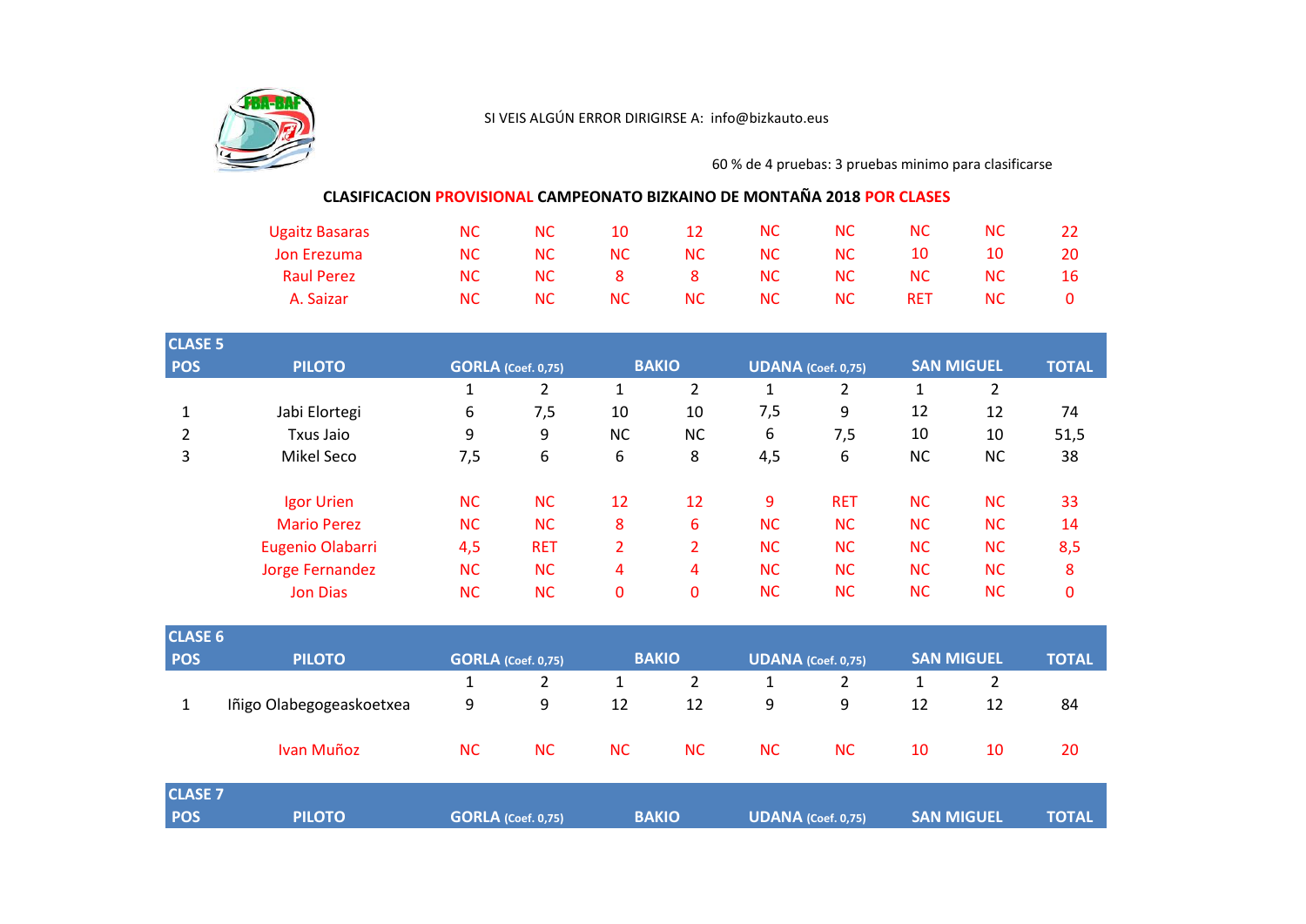SI VEIS ALGÚN ERROR DIRIGIRSE A: info@bizkauto.eus

60 % de 4 pruebas: 3 pruebas minimo para clasificarse

## CLASIFICACION PROVISIONAL CAMPEONATO BIZKAINO DE MONTAÑA 2018 POR CLASES

| | | | | | | | | | |
|---|---|---|---|---|---|---|---|---|---|
| Ugaitz Basaras | NC | NC | 10 | 12 | NC | NC | NC | NC | 22 |
| Jon Erezuma | NC | NC | NC | NC | NC | NC | 10 | 10 | 20 |
| Raul Perez | NC | NC | 8 | 8 | NC | NC | NC | NC | 16 |
| A. Saizar | NC | NC | NC | NC | NC | NC | RET | NC | 0 |

### CLASE 5

| POS | PILOTO | GORLA (Coef. 0,75) | | BAKIO | | UDANA (Coef. 0,75) | | SAN MIGUEL | | TOTAL |
|---|---|---|---|---|---|---|---|---|---|---|
| | | 1 | 2 | 1 | 2 | 1 | 2 | 1 | 2 | |
| 1 | Jabi Elortegi | 6 | 7,5 | 10 | 10 | 7,5 | 9 | 12 | 12 | 74 |
| 2 | Txus Jaio | 9 | 9 | NC | NC | 6 | 7,5 | 10 | 10 | 51,5 |
| 3 | Mikel Seco | 7,5 | 6 | 6 | 8 | 4,5 | 6 | NC | NC | 38 |
| | Igor Urien | NC | NC | 12 | 12 | 9 | RET | NC | NC | 33 |
| | Mario Perez | NC | NC | 8 | 6 | NC | NC | NC | NC | 14 |
| | Eugenio Olabarri | 4,5 | RET | 2 | 2 | NC | NC | NC | NC | 8,5 |
| | Jorge Fernandez | NC | NC | 4 | 4 | NC | NC | NC | NC | 8 |
| | Jon Dias | NC | NC | 0 | 0 | NC | NC | NC | NC | 0 |

### CLASE 6

| POS | PILOTO | GORLA (Coef. 0,75) | | BAKIO | | UDANA (Coef. 0,75) | | SAN MIGUEL | | TOTAL |
|---|---|---|---|---|---|---|---|---|---|---|
| | | 1 | 2 | 1 | 2 | 1 | 2 | 1 | 2 | |
| 1 | Iñigo Olabegogeaskoetxea | 9 | 9 | 12 | 12 | 9 | 9 | 12 | 12 | 84 |
| | Ivan Muñoz | NC | NC | NC | NC | NC | NC | 10 | 10 | 20 |

### CLASE 7

| POS | PILOTO | GORLA (Coef. 0,75) | | BAKIO | | UDANA (Coef. 0,75) | | SAN MIGUEL | | TOTAL |
|---|---|---|---|---|---|---|---|---|---|---|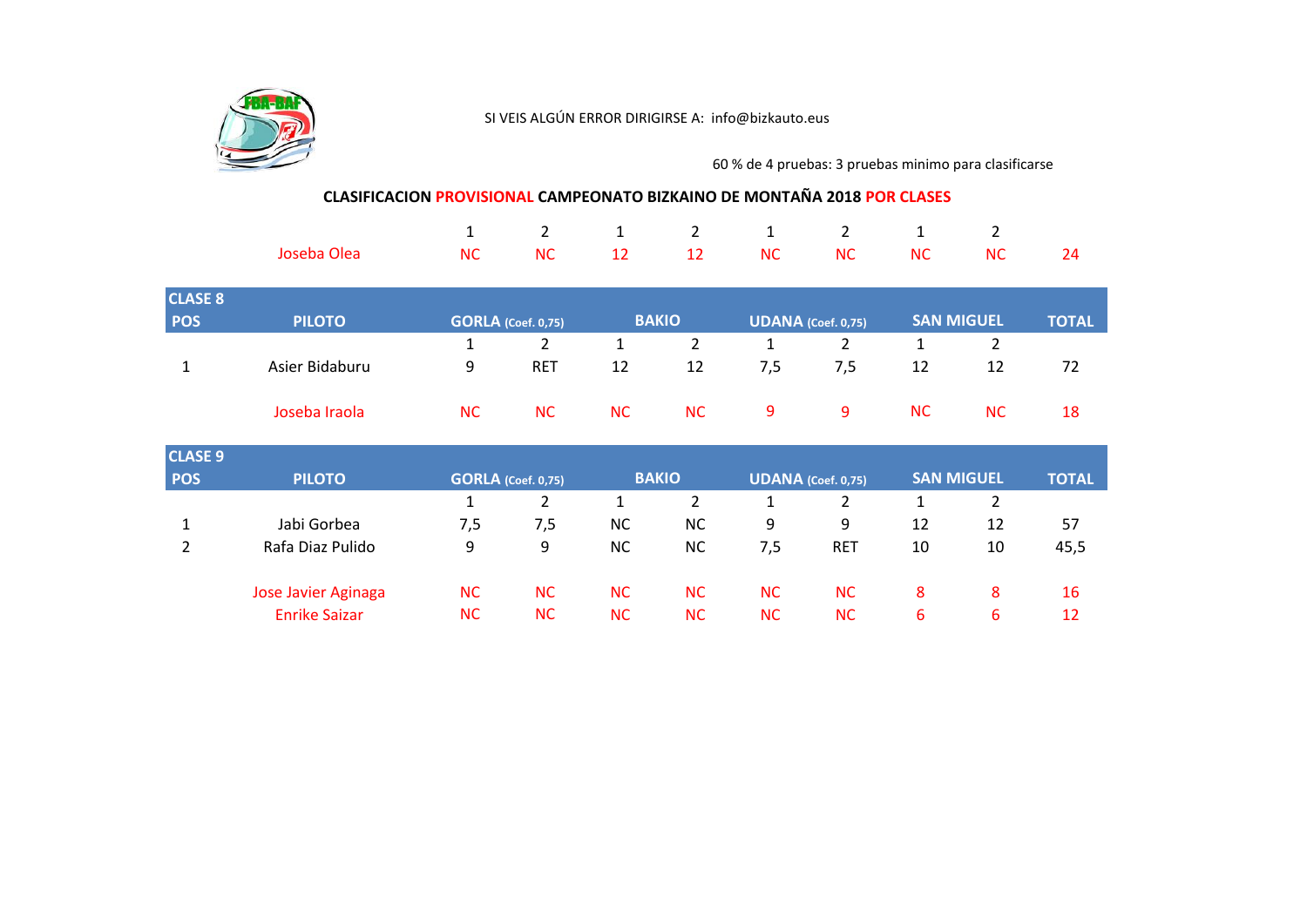SI VEIS ALGÚN ERROR DIRIGIRSE A: info@bizkauto.eus

60 % de 4 pruebas: 3 pruebas minimo para clasificarse

**CLASIFICACION PROVISIONAL CAMPEONATO BIZKAINO DE MONTAÑA 2018 POR CLASES**

| | | | | | | | | | | |
|---|---|---|---|---|---|---|---|---|---|---|
| | | 1 | 2 | 1 | 2 | 1 | 2 | 1 | 2 | |
| | Joseba Olea | NC | NC | 12 | 12 | NC | NC | NC | NC | 24 |

**CLASE 8**

| POS | PILOTO | GORLA (Coef. 0,75) | | BAKIO | | UDANA (Coef. 0,75) | | SAN MIGUEL | | TOTAL |
|---|---|---|---|---|---|---|---|---|---|---|
| | | 1 | 2 | 1 | 2 | 1 | 2 | 1 | 2 | |
| 1 | Asier Bidaburu | 9 | RET | 12 | 12 | 7,5 | 7,5 | 12 | 12 | 72 |
| | Joseba Iraola | NC | NC | NC | NC | 9 | 9 | NC | NC | 18 |

**CLASE 9**

| POS | PILOTO | GORLA (Coef. 0,75) | | BAKIO | | UDANA (Coef. 0,75) | | SAN MIGUEL | | TOTAL |
|---|---|---|---|---|---|---|---|---|---|---|
| | | 1 | 2 | 1 | 2 | 1 | 2 | 1 | 2 | |
| 1 | Jabi Gorbea | 7,5 | 7,5 | NC | NC | 9 | 9 | 12 | 12 | 57 |
| 2 | Rafa Diaz Pulido | 9 | 9 | NC | NC | 7,5 | RET | 10 | 10 | 45,5 |
| | Jose Javier Aginaga | NC | NC | NC | NC | NC | NC | 8 | 8 | 16 |
| | Enrike Saizar | NC | NC | NC | NC | NC | NC | 6 | 6 | 12 |